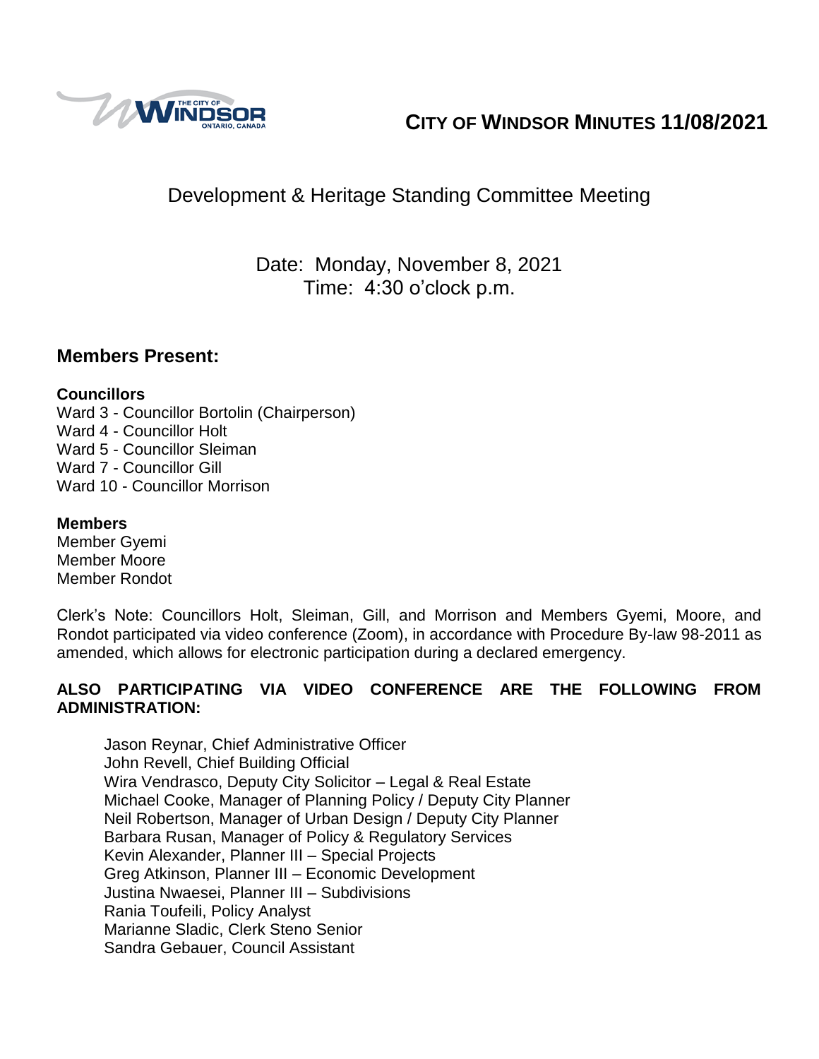# CITY OF WINDSOR MINUTES 11/08/2021

## Development & Heritage Standing Committee Meeting

Date: Monday, November 8, 2021
Time: 4:30 o'clock p.m.

## Members Present:

**Councillors**
Ward 3 - Councillor Bortolin (Chairperson)
Ward 4 - Councillor Holt
Ward 5 - Councillor Sleiman
Ward 7 - Councillor Gill
Ward 10 - Councillor Morrison

**Members**
Member Gyemi
Member Moore
Member Rondot

Clerk's Note: Councillors Holt, Sleiman, Gill, and Morrison and Members Gyemi, Moore, and Rondot participated via video conference (Zoom), in accordance with Procedure By-law 98-2011 as amended, which allows for electronic participation during a declared emergency.

**ALSO PARTICIPATING VIA VIDEO CONFERENCE ARE THE FOLLOWING FROM ADMINISTRATION:**

Jason Reynar, Chief Administrative Officer
John Revell, Chief Building Official
Wira Vendrasco, Deputy City Solicitor – Legal & Real Estate
Michael Cooke, Manager of Planning Policy / Deputy City Planner
Neil Robertson, Manager of Urban Design / Deputy City Planner
Barbara Rusan, Manager of Policy & Regulatory Services
Kevin Alexander, Planner III – Special Projects
Greg Atkinson, Planner III – Economic Development
Justina Nwaesei, Planner III – Subdivisions
Rania Toufeili, Policy Analyst
Marianne Sladic, Clerk Steno Senior
Sandra Gebauer, Council Assistant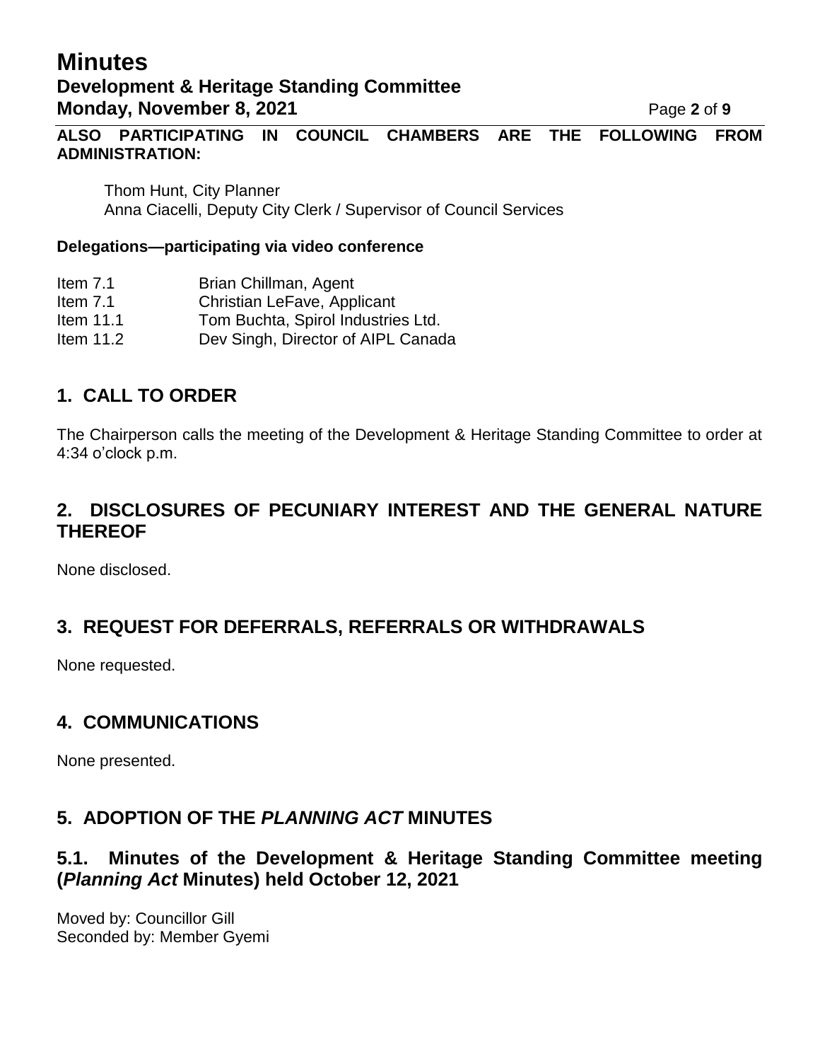**ALSO PARTICIPATING IN COUNCIL CHAMBERS ARE THE FOLLOWING FROM ADMINISTRATION:**

Thom Hunt, City Planner
Anna Ciacelli, Deputy City Clerk / Supervisor of Council Services

**Delegations—participating via video conference**

| | |
|---|---|
| Item 7.1 | Brian Chillman, Agent |
| Item 7.1 | Christian LeFave, Applicant |
| Item 11.1 | Tom Buchta, Spirol Industries Ltd. |
| Item 11.2 | Dev Singh, Director of AIPL Canada |

## 1. CALL TO ORDER

The Chairperson calls the meeting of the Development & Heritage Standing Committee to order at 4:34 o'clock p.m.

## 2. DISCLOSURES OF PECUNIARY INTEREST AND THE GENERAL NATURE THEREOF

None disclosed.

## 3. REQUEST FOR DEFERRALS, REFERRALS OR WITHDRAWALS

None requested.

## 4. COMMUNICATIONS

None presented.

## 5. ADOPTION OF THE *PLANNING ACT* MINUTES

### 5.1. Minutes of the Development & Heritage Standing Committee meeting (*Planning Act* Minutes) held October 12, 2021

Moved by: Councillor Gill
Seconded by: Member Gyemi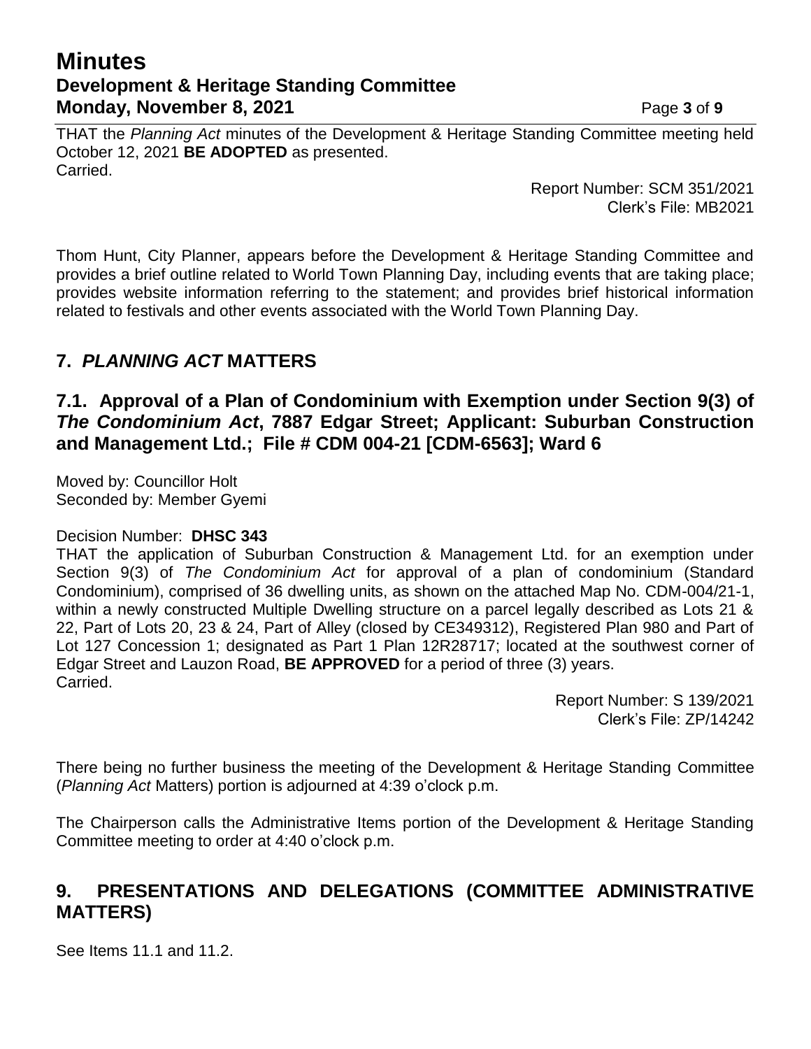THAT the *Planning Act* minutes of the Development & Heritage Standing Committee meeting held October 12, 2021 **BE ADOPTED** as presented.
Carried.

Report Number: SCM 351/2021
Clerk's File: MB2021

Thom Hunt, City Planner, appears before the Development & Heritage Standing Committee and provides a brief outline related to World Town Planning Day, including events that are taking place; provides website information referring to the statement; and provides brief historical information related to festivals and other events associated with the World Town Planning Day.

## 7. *PLANNING ACT* MATTERS

### 7.1. Approval of a Plan of Condominium with Exemption under Section 9(3) of *The Condominium Act*, 7887 Edgar Street; Applicant: Suburban Construction and Management Ltd.; File # CDM 004-21 [CDM-6563]; Ward 6

Moved by: Councillor Holt
Seconded by: Member Gyemi

Decision Number: **DHSC 343**
THAT the application of Suburban Construction & Management Ltd. for an exemption under Section 9(3) of *The Condominium Act* for approval of a plan of condominium (Standard Condominium), comprised of 36 dwelling units, as shown on the attached Map No. CDM-004/21-1, within a newly constructed Multiple Dwelling structure on a parcel legally described as Lots 21 & 22, Part of Lots 20, 23 & 24, Part of Alley (closed by CE349312), Registered Plan 980 and Part of Lot 127 Concession 1; designated as Part 1 Plan 12R28717; located at the southwest corner of Edgar Street and Lauzon Road, **BE APPROVED** for a period of three (3) years.
Carried.

Report Number: S 139/2021
Clerk's File: ZP/14242

There being no further business the meeting of the Development & Heritage Standing Committee (*Planning Act* Matters) portion is adjourned at 4:39 o'clock p.m.

The Chairperson calls the Administrative Items portion of the Development & Heritage Standing Committee meeting to order at 4:40 o'clock p.m.

## 9. PRESENTATIONS AND DELEGATIONS (COMMITTEE ADMINISTRATIVE MATTERS)

See Items 11.1 and 11.2.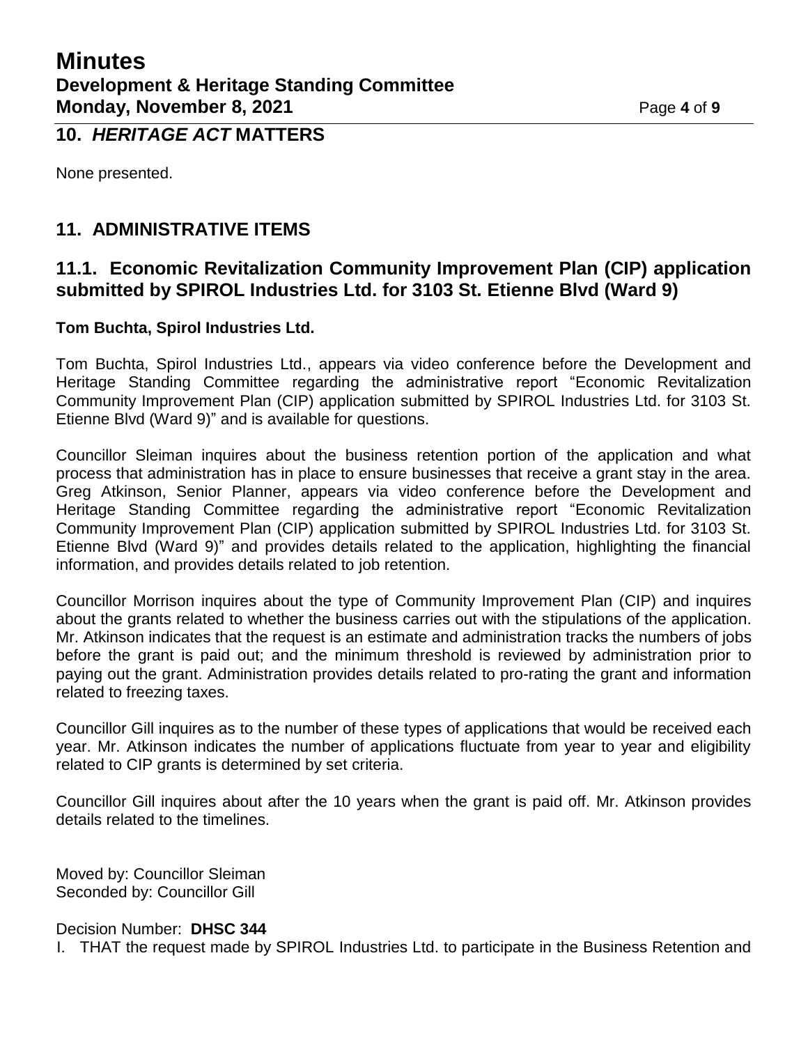## 10. *HERITAGE ACT* MATTERS

None presented.

## 11. ADMINISTRATIVE ITEMS

### 11.1. Economic Revitalization Community Improvement Plan (CIP) application submitted by SPIROL Industries Ltd. for 3103 St. Etienne Blvd (Ward 9)

**Tom Buchta, Spirol Industries Ltd.**

Tom Buchta, Spirol Industries Ltd., appears via video conference before the Development and Heritage Standing Committee regarding the administrative report "Economic Revitalization Community Improvement Plan (CIP) application submitted by SPIROL Industries Ltd. for 3103 St. Etienne Blvd (Ward 9)" and is available for questions.

Councillor Sleiman inquires about the business retention portion of the application and what process that administration has in place to ensure businesses that receive a grant stay in the area. Greg Atkinson, Senior Planner, appears via video conference before the Development and Heritage Standing Committee regarding the administrative report "Economic Revitalization Community Improvement Plan (CIP) application submitted by SPIROL Industries Ltd. for 3103 St. Etienne Blvd (Ward 9)" and provides details related to the application, highlighting the financial information, and provides details related to job retention.

Councillor Morrison inquires about the type of Community Improvement Plan (CIP) and inquires about the grants related to whether the business carries out with the stipulations of the application. Mr. Atkinson indicates that the request is an estimate and administration tracks the numbers of jobs before the grant is paid out; and the minimum threshold is reviewed by administration prior to paying out the grant. Administration provides details related to pro-rating the grant and information related to freezing taxes.

Councillor Gill inquires as to the number of these types of applications that would be received each year. Mr. Atkinson indicates the number of applications fluctuate from year to year and eligibility related to CIP grants is determined by set criteria.

Councillor Gill inquires about after the 10 years when the grant is paid off. Mr. Atkinson provides details related to the timelines.

Moved by: Councillor Sleiman
Seconded by: Councillor Gill

Decision Number: **DHSC 344**

I. THAT the request made by SPIROL Industries Ltd. to participate in the Business Retention and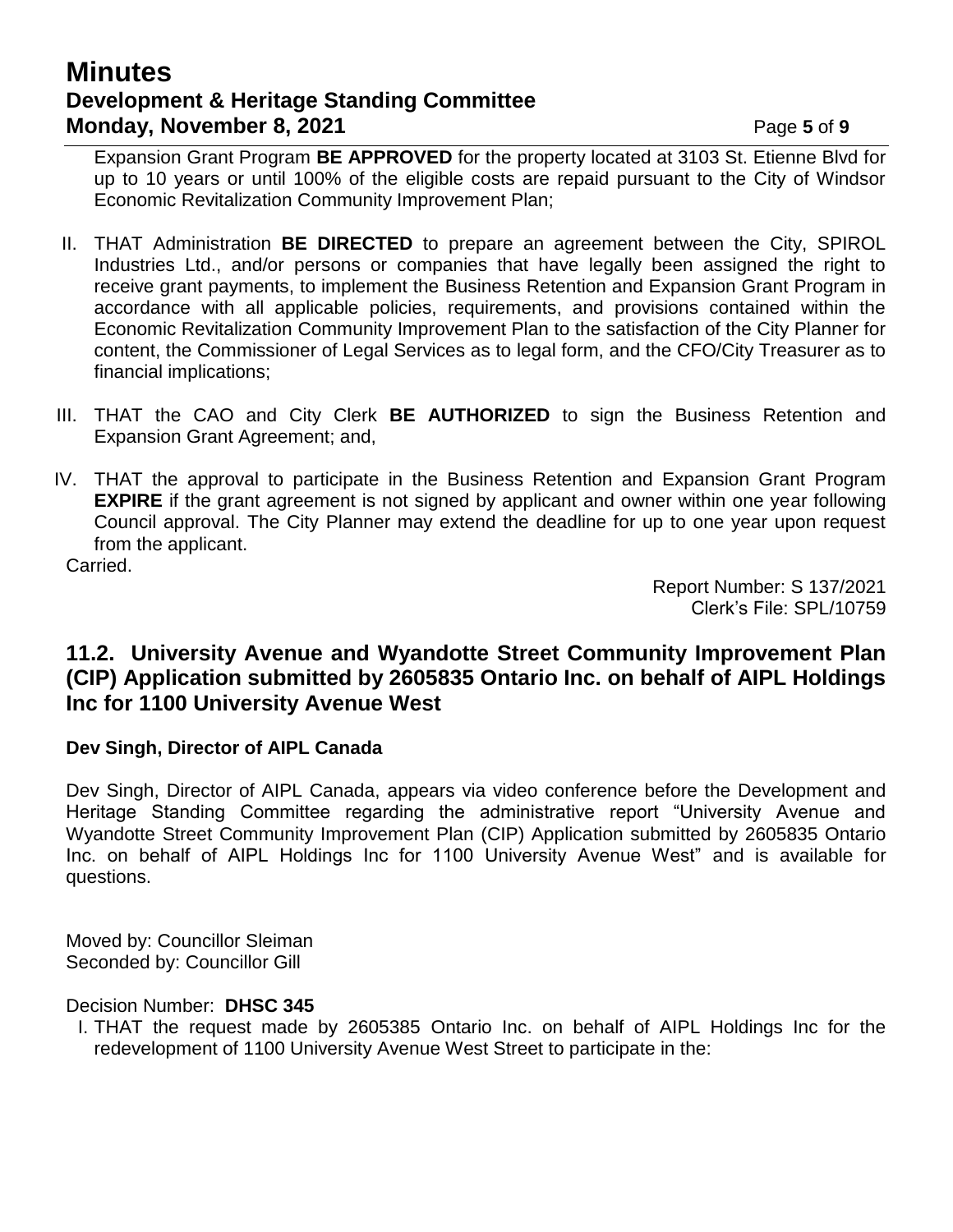Expansion Grant Program **BE APPROVED** for the property located at 3103 St. Etienne Blvd for up to 10 years or until 100% of the eligible costs are repaid pursuant to the City of Windsor Economic Revitalization Community Improvement Plan;

II. THAT Administration **BE DIRECTED** to prepare an agreement between the City, SPIROL Industries Ltd., and/or persons or companies that have legally been assigned the right to receive grant payments, to implement the Business Retention and Expansion Grant Program in accordance with all applicable policies, requirements, and provisions contained within the Economic Revitalization Community Improvement Plan to the satisfaction of the City Planner for content, the Commissioner of Legal Services as to legal form, and the CFO/City Treasurer as to financial implications;

III. THAT the CAO and City Clerk **BE AUTHORIZED** to sign the Business Retention and Expansion Grant Agreement; and,

IV. THAT the approval to participate in the Business Retention and Expansion Grant Program **EXPIRE** if the grant agreement is not signed by applicant and owner within one year following Council approval. The City Planner may extend the deadline for up to one year upon request from the applicant.

Carried.

Report Number: S 137/2021
Clerk's File: SPL/10759

## 11.2. University Avenue and Wyandotte Street Community Improvement Plan (CIP) Application submitted by 2605835 Ontario Inc. on behalf of AIPL Holdings Inc for 1100 University Avenue West

**Dev Singh, Director of AIPL Canada**

Dev Singh, Director of AIPL Canada, appears via video conference before the Development and Heritage Standing Committee regarding the administrative report "University Avenue and Wyandotte Street Community Improvement Plan (CIP) Application submitted by 2605835 Ontario Inc. on behalf of AIPL Holdings Inc for 1100 University Avenue West" and is available for questions.

Moved by: Councillor Sleiman
Seconded by: Councillor Gill

Decision Number: **DHSC 345**

I. THAT the request made by 2605385 Ontario Inc. on behalf of AIPL Holdings Inc for the redevelopment of 1100 University Avenue West Street to participate in the: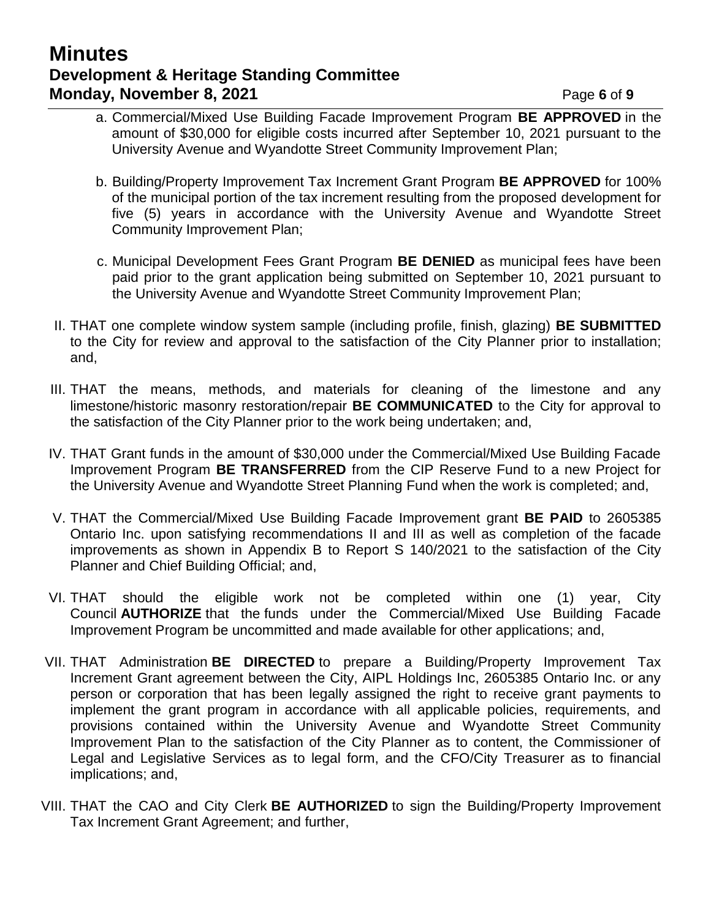a. Commercial/Mixed Use Building Facade Improvement Program **BE APPROVED** in the amount of $30,000 for eligible costs incurred after September 10, 2021 pursuant to the University Avenue and Wyandotte Street Community Improvement Plan;

b. Building/Property Improvement Tax Increment Grant Program **BE APPROVED** for 100% of the municipal portion of the tax increment resulting from the proposed development for five (5) years in accordance with the University Avenue and Wyandotte Street Community Improvement Plan;

c. Municipal Development Fees Grant Program **BE DENIED** as municipal fees have been paid prior to the grant application being submitted on September 10, 2021 pursuant to the University Avenue and Wyandotte Street Community Improvement Plan;

II. THAT one complete window system sample (including profile, finish, glazing) **BE SUBMITTED** to the City for review and approval to the satisfaction of the City Planner prior to installation; and,

III. THAT the means, methods, and materials for cleaning of the limestone and any limestone/historic masonry restoration/repair **BE COMMUNICATED** to the City for approval to the satisfaction of the City Planner prior to the work being undertaken; and,

IV. THAT Grant funds in the amount of $30,000 under the Commercial/Mixed Use Building Facade Improvement Program **BE TRANSFERRED** from the CIP Reserve Fund to a new Project for the University Avenue and Wyandotte Street Planning Fund when the work is completed; and,

V. THAT the Commercial/Mixed Use Building Facade Improvement grant **BE PAID** to 2605385 Ontario Inc. upon satisfying recommendations II and III as well as completion of the facade improvements as shown in Appendix B to Report S 140/2021 to the satisfaction of the City Planner and Chief Building Official; and,

VI. THAT should the eligible work not be completed within one (1) year, City Council **AUTHORIZE** that the funds under the Commercial/Mixed Use Building Facade Improvement Program be uncommitted and made available for other applications; and,

VII. THAT Administration **BE DIRECTED** to prepare a Building/Property Improvement Tax Increment Grant agreement between the City, AIPL Holdings Inc, 2605385 Ontario Inc. or any person or corporation that has been legally assigned the right to receive grant payments to implement the grant program in accordance with all applicable policies, requirements, and provisions contained within the University Avenue and Wyandotte Street Community Improvement Plan to the satisfaction of the City Planner as to content, the Commissioner of Legal and Legislative Services as to legal form, and the CFO/City Treasurer as to financial implications; and,

VIII. THAT the CAO and City Clerk **BE AUTHORIZED** to sign the Building/Property Improvement Tax Increment Grant Agreement; and further,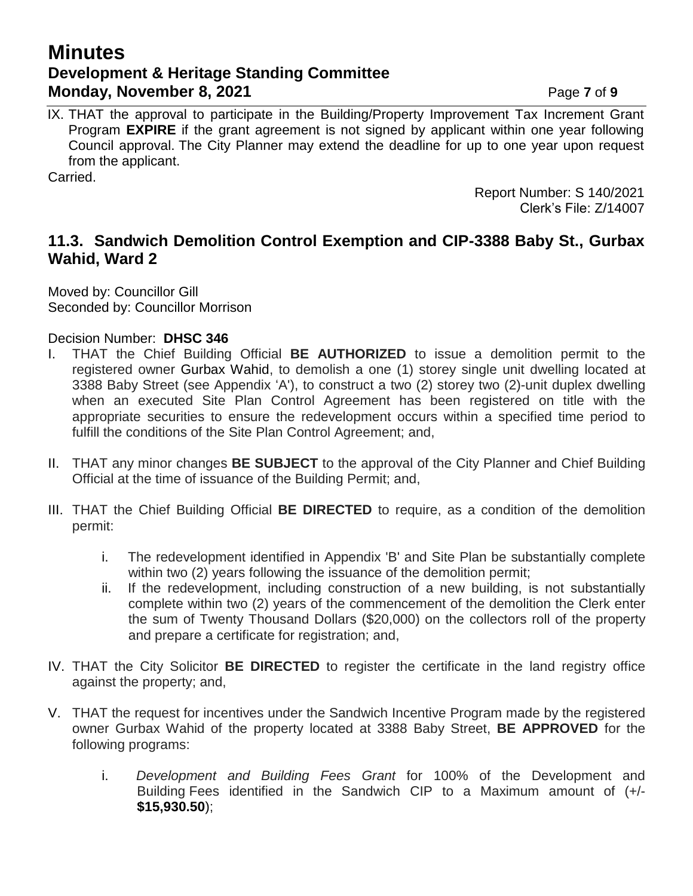IX. THAT the approval to participate in the Building/Property Improvement Tax Increment Grant Program **EXPIRE** if the grant agreement is not signed by applicant within one year following Council approval. The City Planner may extend the deadline for up to one year upon request from the applicant.

Carried.

Report Number: S 140/2021
Clerk's File: Z/14007

## 11.3. Sandwich Demolition Control Exemption and CIP-3388 Baby St., Gurbax Wahid, Ward 2

Moved by: Councillor Gill
Seconded by: Councillor Morrison

Decision Number: **DHSC 346**

I. THAT the Chief Building Official **BE AUTHORIZED** to issue a demolition permit to the registered owner Gurbax Wahid, to demolish a one (1) storey single unit dwelling located at 3388 Baby Street (see Appendix 'A'), to construct a two (2) storey two (2)-unit duplex dwelling when an executed Site Plan Control Agreement has been registered on title with the appropriate securities to ensure the redevelopment occurs within a specified time period to fulfill the conditions of the Site Plan Control Agreement; and,

II. THAT any minor changes **BE SUBJECT** to the approval of the City Planner and Chief Building Official at the time of issuance of the Building Permit; and,

III. THAT the Chief Building Official **BE DIRECTED** to require, as a condition of the demolition permit:

   i. The redevelopment identified in Appendix 'B' and Site Plan be substantially complete within two (2) years following the issuance of the demolition permit;

   ii. If the redevelopment, including construction of a new building, is not substantially complete within two (2) years of the commencement of the demolition the Clerk enter the sum of Twenty Thousand Dollars ($20,000) on the collectors roll of the property and prepare a certificate for registration; and,

IV. THAT the City Solicitor **BE DIRECTED** to register the certificate in the land registry office against the property; and,

V. THAT the request for incentives under the Sandwich Incentive Program made by the registered owner Gurbax Wahid of the property located at 3388 Baby Street, **BE APPROVED** for the following programs:

   i. *Development and Building Fees Grant* for 100% of the Development and Building Fees identified in the Sandwich CIP to a Maximum amount of (+/- **$15,930.50**);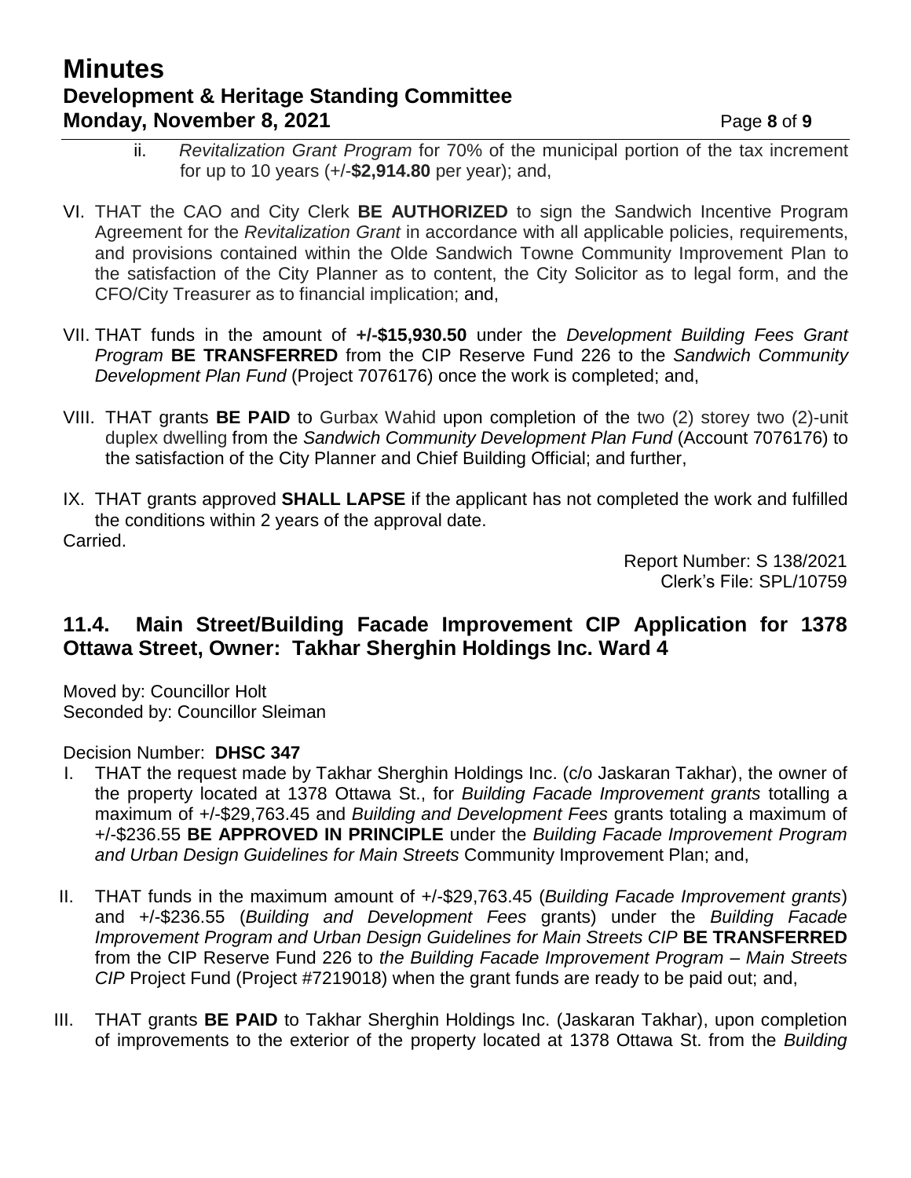ii. *Revitalization Grant Program* for 70% of the municipal portion of the tax increment for up to 10 years (+/-**$2,914.80** per year); and,

VI. THAT the CAO and City Clerk **BE AUTHORIZED** to sign the Sandwich Incentive Program Agreement for the *Revitalization Grant* in accordance with all applicable policies, requirements, and provisions contained within the Olde Sandwich Towne Community Improvement Plan to the satisfaction of the City Planner as to content, the City Solicitor as to legal form, and the CFO/City Treasurer as to financial implication; and,

VII. THAT funds in the amount of **+/-$15,930.50** under the *Development Building Fees Grant Program* **BE TRANSFERRED** from the CIP Reserve Fund 226 to the *Sandwich Community Development Plan Fund* (Project 7076176) once the work is completed; and,

VIII. THAT grants **BE PAID** to Gurbax Wahid upon completion of the two (2) storey two (2)-unit duplex dwelling from the *Sandwich Community Development Plan Fund* (Account 7076176) to the satisfaction of the City Planner and Chief Building Official; and further,

IX. THAT grants approved **SHALL LAPSE** if the applicant has not completed the work and fulfilled the conditions within 2 years of the approval date.

Carried.

Report Number: S 138/2021
Clerk's File: SPL/10759

## 11.4. Main Street/Building Facade Improvement CIP Application for 1378 Ottawa Street, Owner: Takhar Sherghin Holdings Inc. Ward 4

Moved by: Councillor Holt
Seconded by: Councillor Sleiman

Decision Number: **DHSC 347**

I. THAT the request made by Takhar Sherghin Holdings Inc. (c/o Jaskaran Takhar), the owner of the property located at 1378 Ottawa St., for *Building Facade Improvement grants* totalling a maximum of +/-$29,763.45 and *Building and Development Fees* grants totaling a maximum of +/-$236.55 **BE APPROVED IN PRINCIPLE** under the *Building Facade Improvement Program and Urban Design Guidelines for Main Streets* Community Improvement Plan; and,

II. THAT funds in the maximum amount of +/-$29,763.45 (*Building Facade Improvement grants*) and +/-$236.55 (*Building and Development Fees* grants) under the *Building Facade Improvement Program and Urban Design Guidelines for Main Streets CIP* **BE TRANSFERRED** from the CIP Reserve Fund 226 to *the Building Facade Improvement Program – Main Streets CIP* Project Fund (Project #7219018) when the grant funds are ready to be paid out; and,

III. THAT grants **BE PAID** to Takhar Sherghin Holdings Inc. (Jaskaran Takhar), upon completion of improvements to the exterior of the property located at 1378 Ottawa St. from the *Building*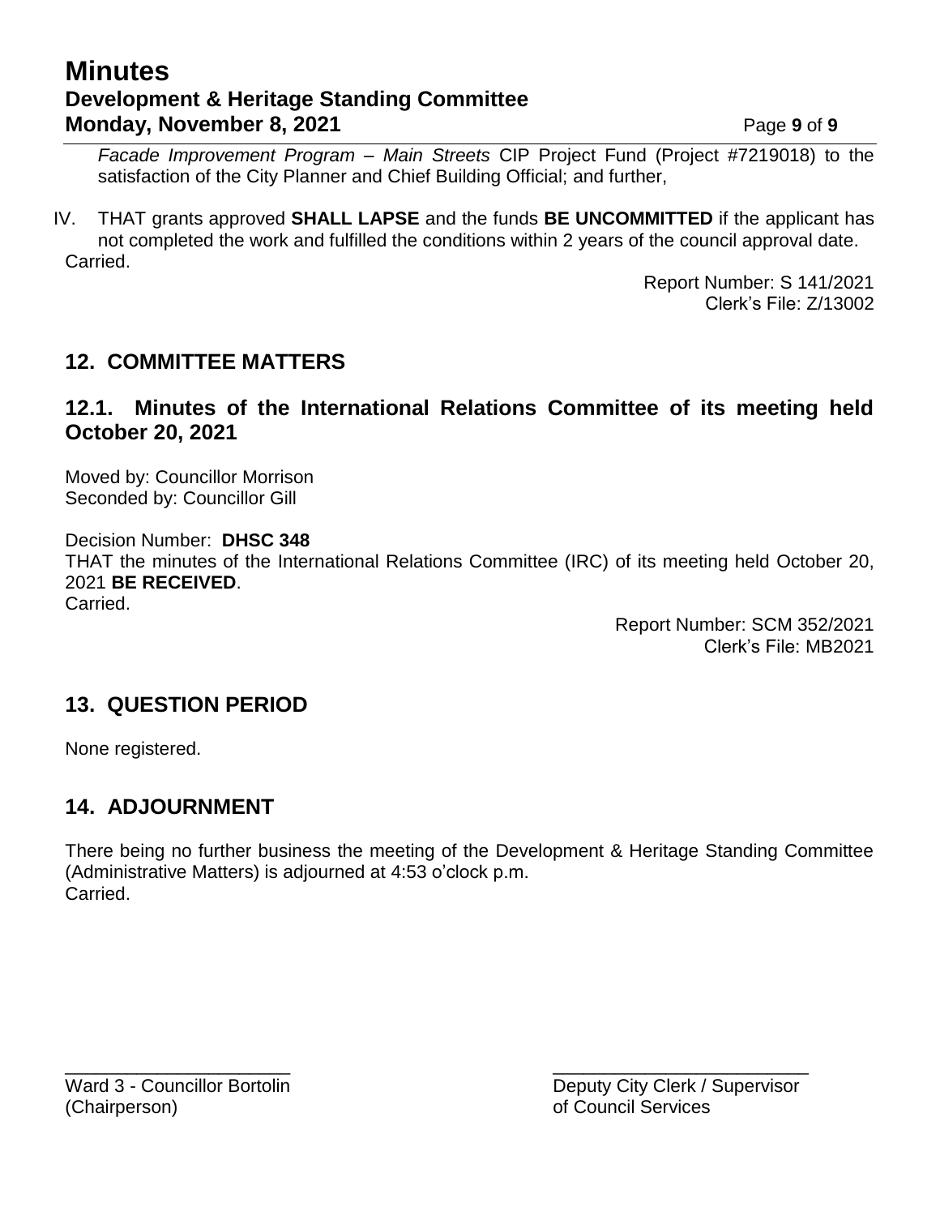*Facade Improvement Program – Main Streets* CIP Project Fund (Project #7219018) to the satisfaction of the City Planner and Chief Building Official; and further,

IV. THAT grants approved **SHALL LAPSE** and the funds **BE UNCOMMITTED** if the applicant has not completed the work and fulfilled the conditions within 2 years of the council approval date.

Carried.

Report Number: S 141/2021
Clerk's File: Z/13002

## 12. COMMITTEE MATTERS

### 12.1. Minutes of the International Relations Committee of its meeting held October 20, 2021

Moved by: Councillor Morrison
Seconded by: Councillor Gill

Decision Number: **DHSC 348**
THAT the minutes of the International Relations Committee (IRC) of its meeting held October 20, 2021 **BE RECEIVED**.
Carried.

Report Number: SCM 352/2021
Clerk's File: MB2021

## 13. QUESTION PERIOD

None registered.

## 14. ADJOURNMENT

There being no further business the meeting of the Development & Heritage Standing Committee (Administrative Matters) is adjourned at 4:53 o'clock p.m.
Carried.

\_\_\_\_\_\_\_\_\_\_\_\_\_\_\_\_\_\_\_\_\_\_\_\_
Ward 3 - Councillor Bortolin
(Chairperson)

\_\_\_\_\_\_\_\_\_\_\_\_\_\_\_\_\_\_\_\_\_\_\_\_\_\_\_\_
Deputy City Clerk / Supervisor
of Council Services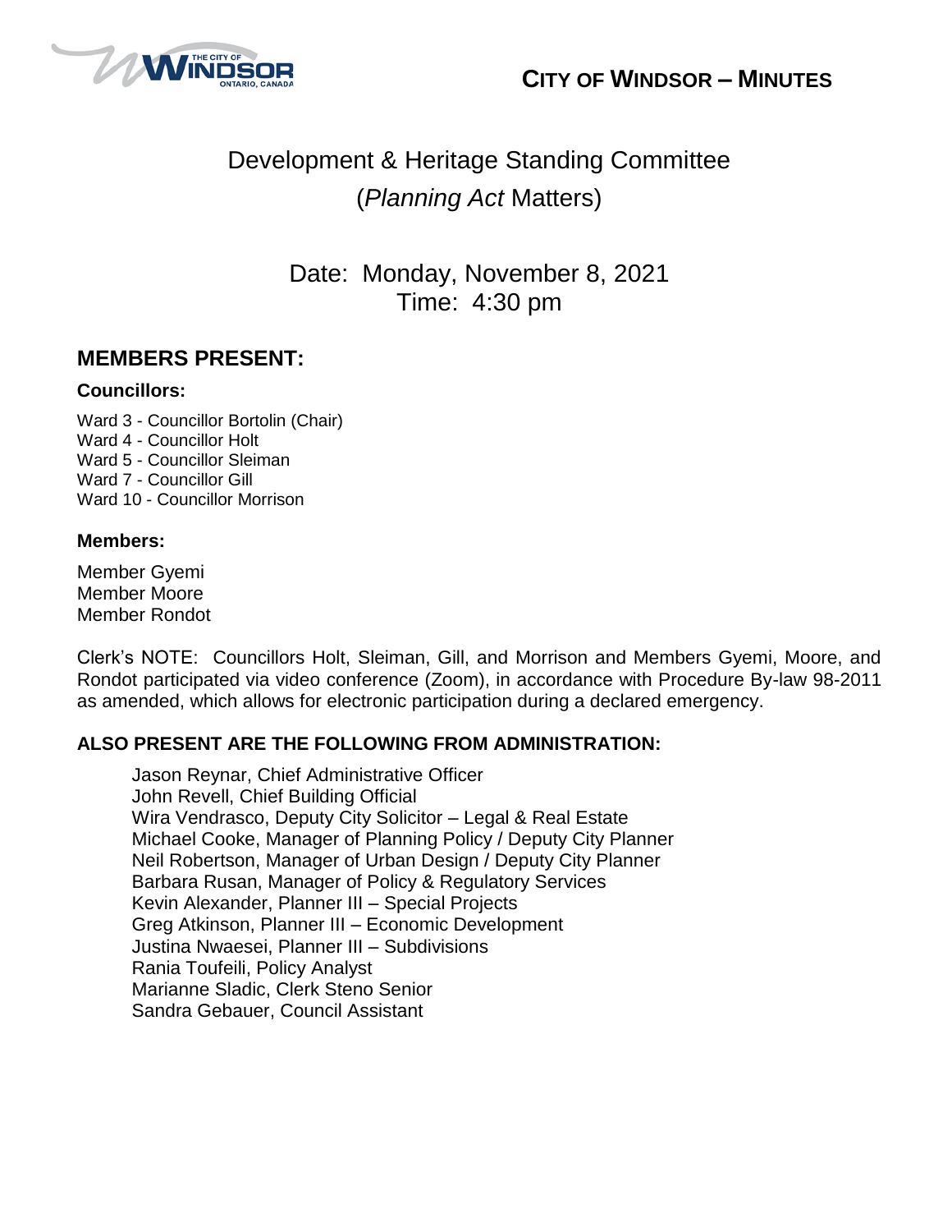**CITY OF WINDSOR – MINUTES**

# Development & Heritage Standing Committee
## (*Planning Act* Matters)

Date: Monday, November 8, 2021
Time: 4:30 pm

## MEMBERS PRESENT:

### Councillors:

Ward 3 - Councillor Bortolin (Chair)
Ward 4 - Councillor Holt
Ward 5 - Councillor Sleiman
Ward 7 - Councillor Gill
Ward 10 - Councillor Morrison

### Members:

Member Gyemi
Member Moore
Member Rondot

Clerk's NOTE: Councillors Holt, Sleiman, Gill, and Morrison and Members Gyemi, Moore, and Rondot participated via video conference (Zoom), in accordance with Procedure By-law 98-2011 as amended, which allows for electronic participation during a declared emergency.

### ALSO PRESENT ARE THE FOLLOWING FROM ADMINISTRATION:

Jason Reynar, Chief Administrative Officer
John Revell, Chief Building Official
Wira Vendrasco, Deputy City Solicitor – Legal & Real Estate
Michael Cooke, Manager of Planning Policy / Deputy City Planner
Neil Robertson, Manager of Urban Design / Deputy City Planner
Barbara Rusan, Manager of Policy & Regulatory Services
Kevin Alexander, Planner III – Special Projects
Greg Atkinson, Planner III – Economic Development
Justina Nwaesei, Planner III – Subdivisions
Rania Toufeili, Policy Analyst
Marianne Sladic, Clerk Steno Senior
Sandra Gebauer, Council Assistant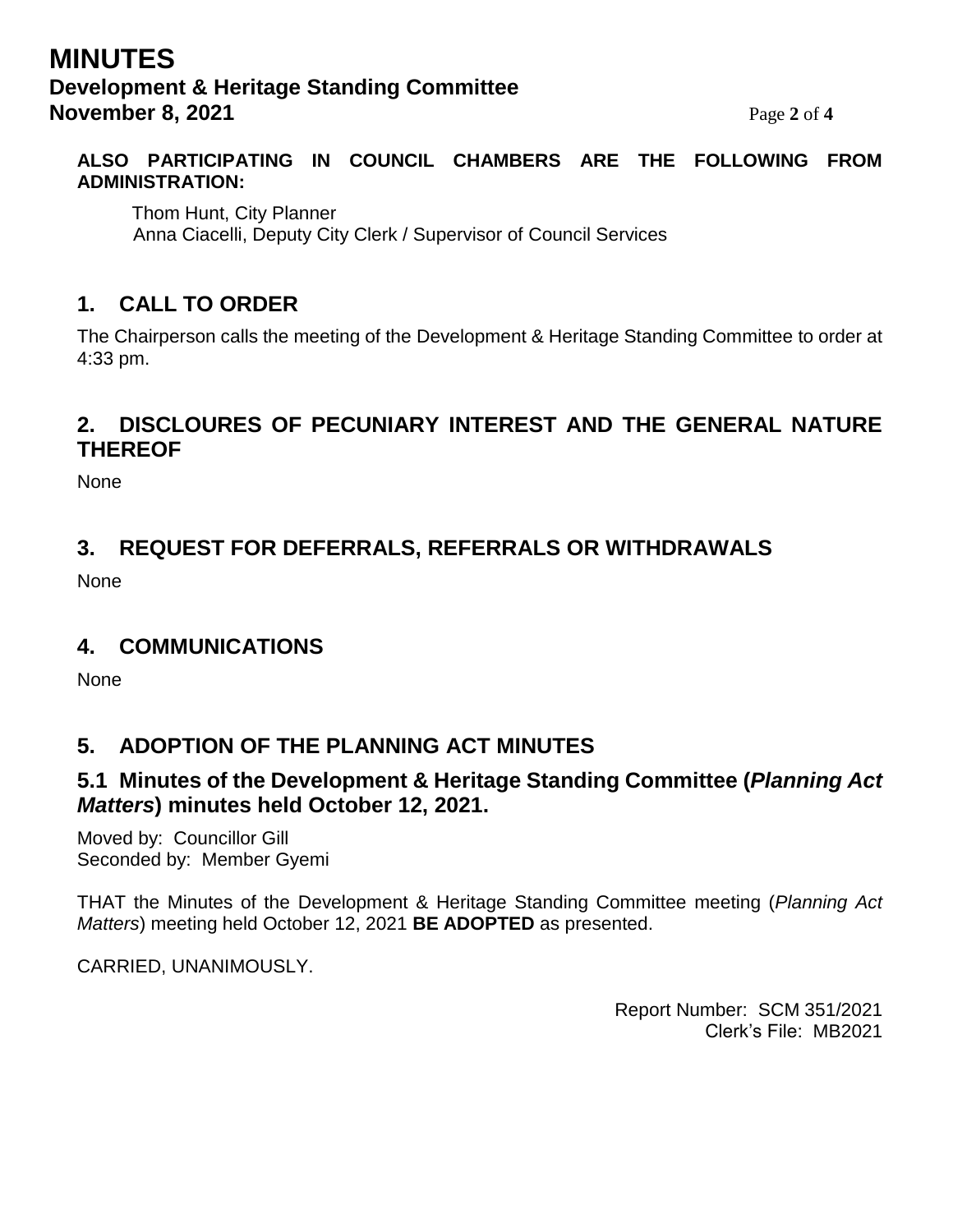**ALSO PARTICIPATING IN COUNCIL CHAMBERS ARE THE FOLLOWING FROM ADMINISTRATION:**

Thom Hunt, City Planner
Anna Ciacelli, Deputy City Clerk / Supervisor of Council Services

## 1. CALL TO ORDER

The Chairperson calls the meeting of the Development & Heritage Standing Committee to order at 4:33 pm.

## 2. DISCLOURES OF PECUNIARY INTEREST AND THE GENERAL NATURE THEREOF

None

## 3. REQUEST FOR DEFERRALS, REFERRALS OR WITHDRAWALS

None

## 4. COMMUNICATIONS

None

## 5. ADOPTION OF THE PLANNING ACT MINUTES

### 5.1 Minutes of the Development & Heritage Standing Committee (*Planning Act Matters*) minutes held October 12, 2021.

Moved by: Councillor Gill
Seconded by: Member Gyemi

THAT the Minutes of the Development & Heritage Standing Committee meeting (*Planning Act Matters*) meeting held October 12, 2021 **BE ADOPTED** as presented.

CARRIED, UNANIMOUSLY.

Report Number: SCM 351/2021
Clerk's File: MB2021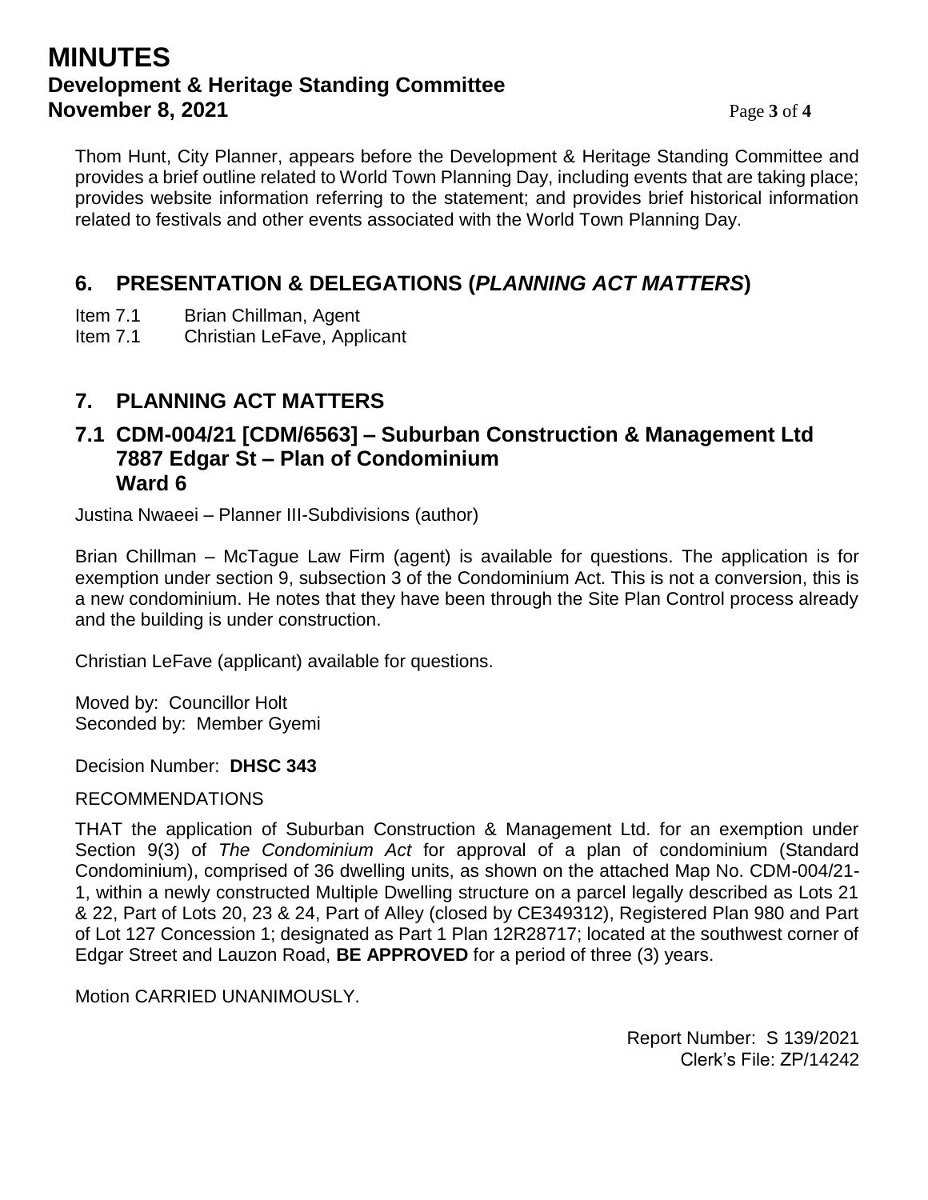Thom Hunt, City Planner, appears before the Development & Heritage Standing Committee and provides a brief outline related to World Town Planning Day, including events that are taking place; provides website information referring to the statement; and provides brief historical information related to festivals and other events associated with the World Town Planning Day.

## 6. PRESENTATION & DELEGATIONS (*PLANNING ACT MATTERS*)

Item 7.1 Brian Chillman, Agent
Item 7.1 Christian LeFave, Applicant

## 7. PLANNING ACT MATTERS

### 7.1 CDM-004/21 [CDM/6563] – Suburban Construction & Management Ltd 7887 Edgar St – Plan of Condominium Ward 6

Justina Nwaeei – Planner III-Subdivisions (author)

Brian Chillman – McTague Law Firm (agent) is available for questions. The application is for exemption under section 9, subsection 3 of the Condominium Act. This is not a conversion, this is a new condominium. He notes that they have been through the Site Plan Control process already and the building is under construction.

Christian LeFave (applicant) available for questions.

Moved by: Councillor Holt
Seconded by: Member Gyemi

Decision Number: **DHSC 343**

RECOMMENDATIONS

THAT the application of Suburban Construction & Management Ltd. for an exemption under Section 9(3) of *The Condominium Act* for approval of a plan of condominium (Standard Condominium), comprised of 36 dwelling units, as shown on the attached Map No. CDM-004/21-1, within a newly constructed Multiple Dwelling structure on a parcel legally described as Lots 21 & 22, Part of Lots 20, 23 & 24, Part of Alley (closed by CE349312), Registered Plan 980 and Part of Lot 127 Concession 1; designated as Part 1 Plan 12R28717; located at the southwest corner of Edgar Street and Lauzon Road, **BE APPROVED** for a period of three (3) years.

Motion CARRIED UNANIMOUSLY.

Report Number: S 139/2021
Clerk's File: ZP/14242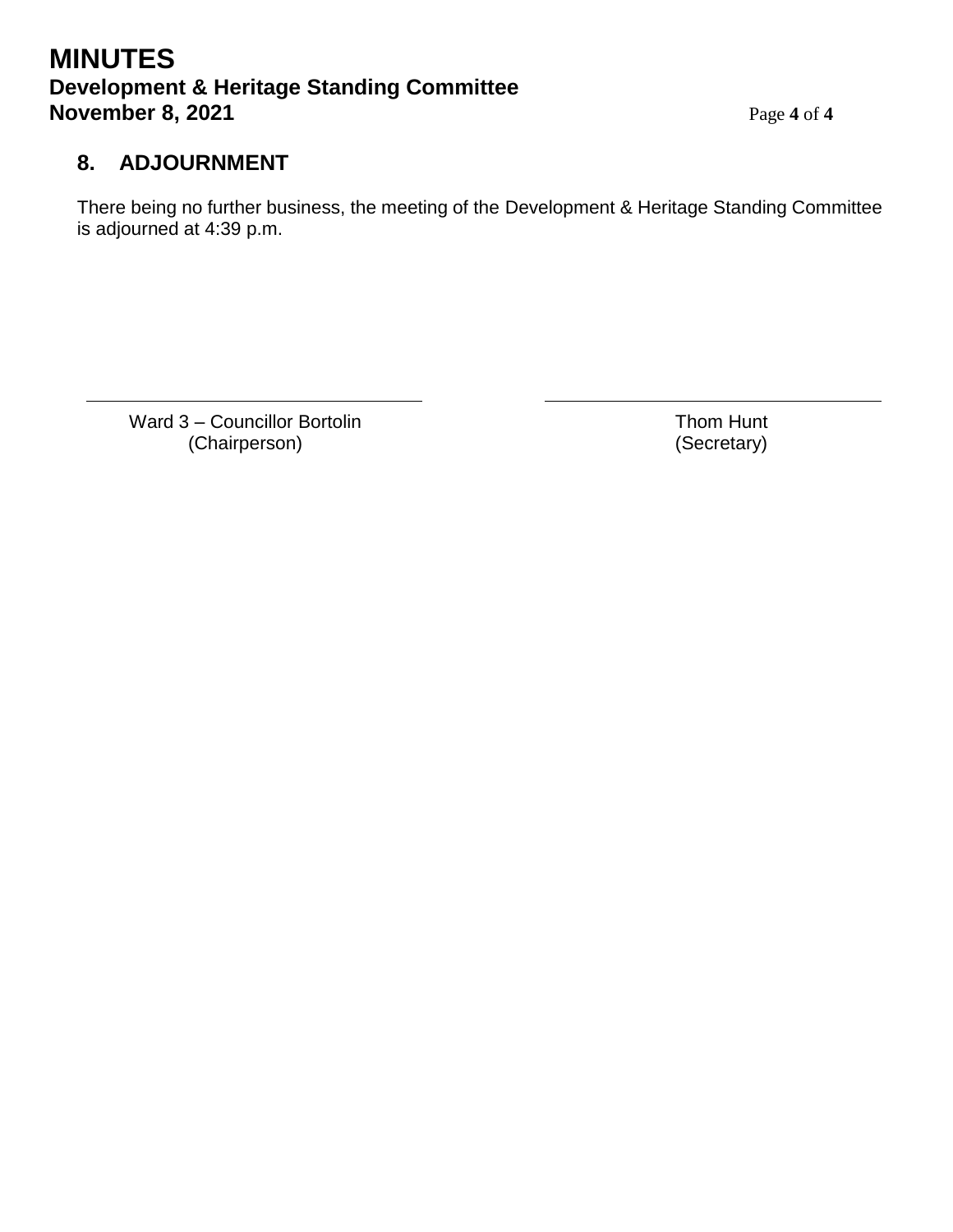## 8. ADJOURNMENT

There being no further business, the meeting of the Development & Heritage Standing Committee is adjourned at 4:39 p.m.

| | |
|---|---|
| Ward 3 – Councillor Bortolin<br>(Chairperson) | Thom Hunt<br>(Secretary) |